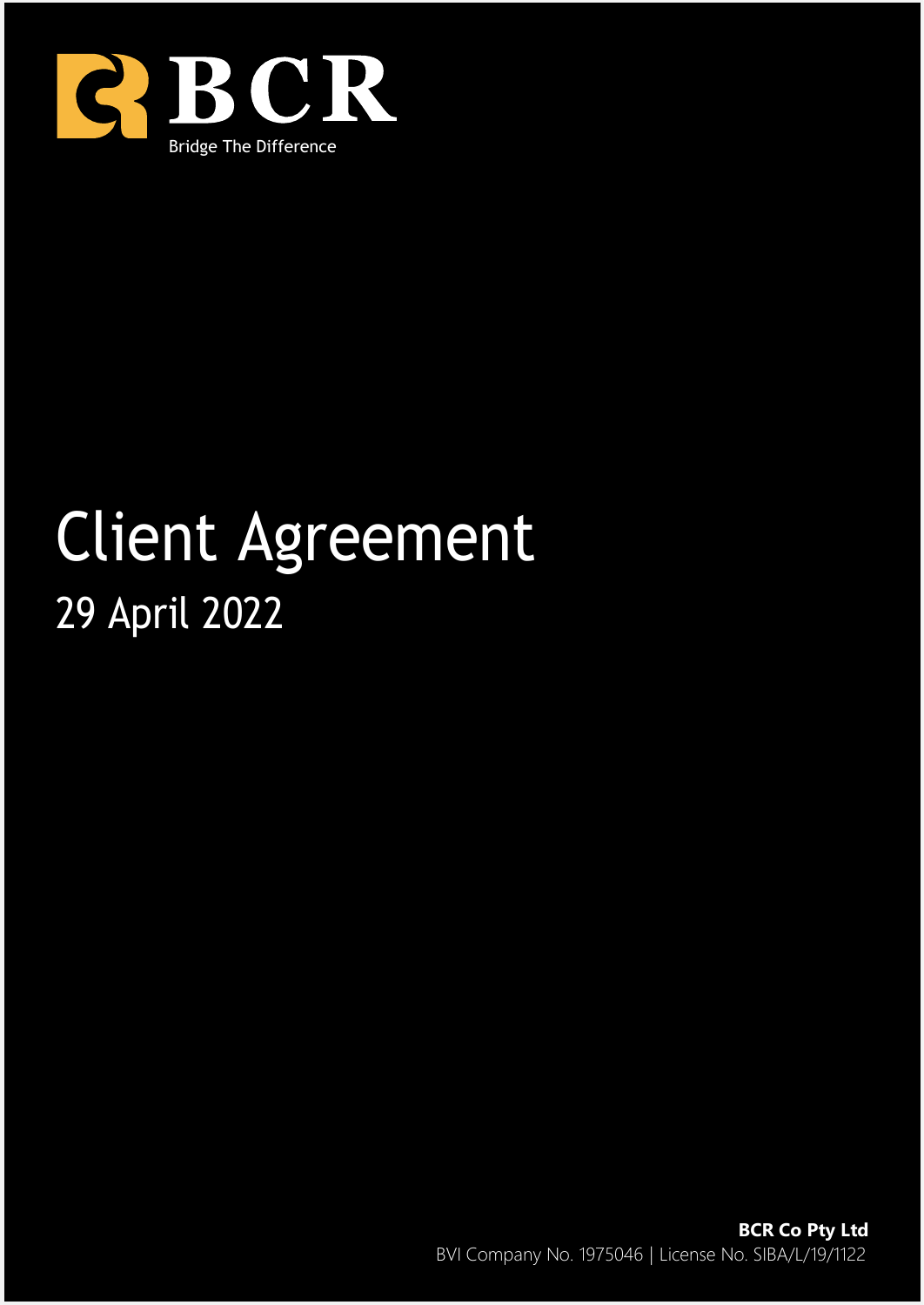BCR

Bridge The Difference

# Client Agreement

## 29 April 2022

**BCR Co Pty Ltd**

BVI Company No. 1975046 | License No. SIBA/L/19/1122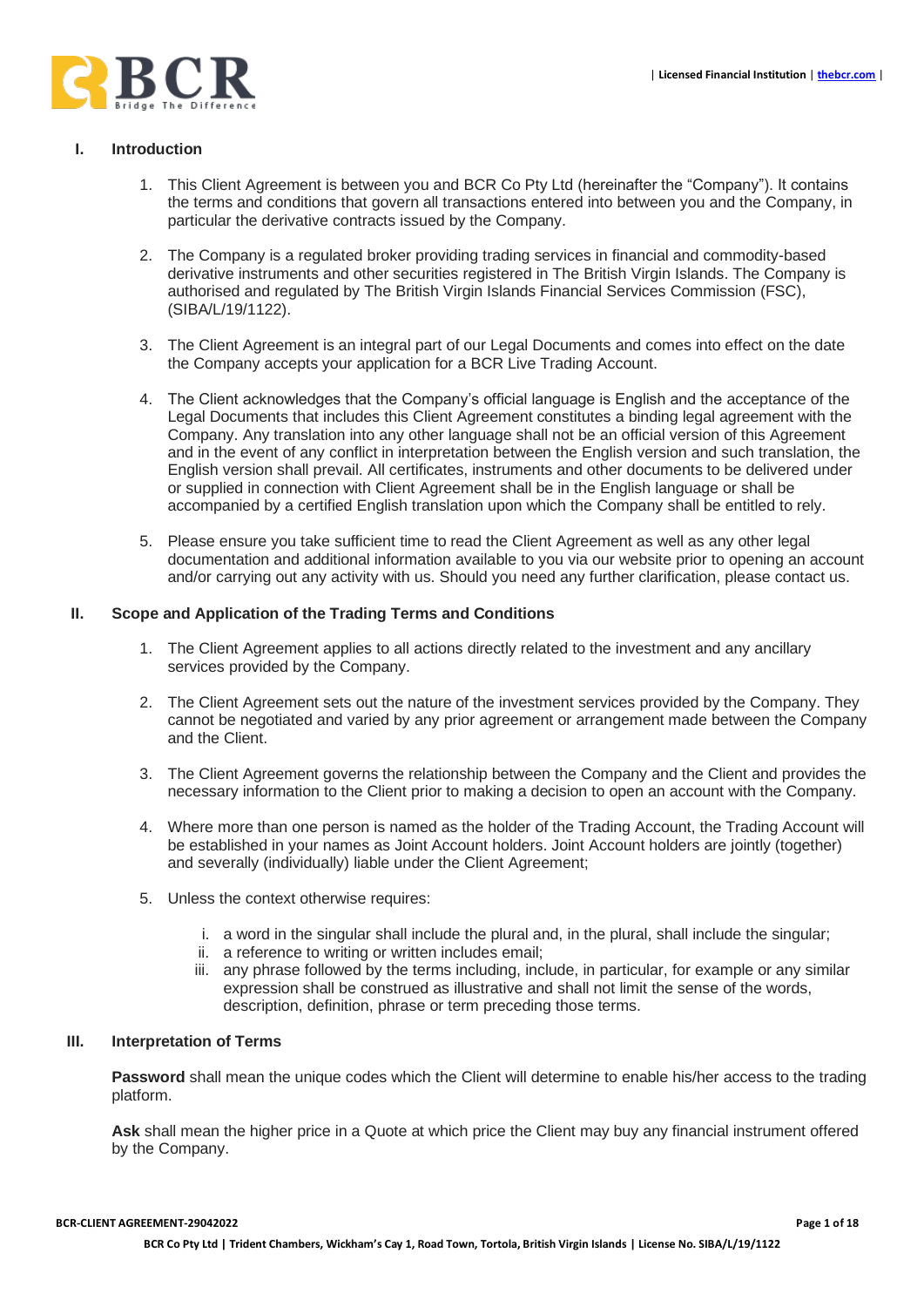## I. Introduction

1. This Client Agreement is between you and BCR Co Pty Ltd (hereinafter the "Company"). It contains the terms and conditions that govern all transactions entered into between you and the Company, in particular the derivative contracts issued by the Company.

2. The Company is a regulated broker providing trading services in financial and commodity-based derivative instruments and other securities registered in The British Virgin Islands. The Company is authorised and regulated by The British Virgin Islands Financial Services Commission (FSC), (SIBA/L/19/1122).

3. The Client Agreement is an integral part of our Legal Documents and comes into effect on the date the Company accepts your application for a BCR Live Trading Account.

4. The Client acknowledges that the Company's official language is English and the acceptance of the Legal Documents that includes this Client Agreement constitutes a binding legal agreement with the Company. Any translation into any other language shall not be an official version of this Agreement and in the event of any conflict in interpretation between the English version and such translation, the English version shall prevail. All certificates, instruments and other documents to be delivered under or supplied in connection with Client Agreement shall be in the English language or shall be accompanied by a certified English translation upon which the Company shall be entitled to rely.

5. Please ensure you take sufficient time to read the Client Agreement as well as any other legal documentation and additional information available to you via our website prior to opening an account and/or carrying out any activity with us. Should you need any further clarification, please contact us.

## II. Scope and Application of the Trading Terms and Conditions

1. The Client Agreement applies to all actions directly related to the investment and any ancillary services provided by the Company.

2. The Client Agreement sets out the nature of the investment services provided by the Company. They cannot be negotiated and varied by any prior agreement or arrangement made between the Company and the Client.

3. The Client Agreement governs the relationship between the Company and the Client and provides the necessary information to the Client prior to making a decision to open an account with the Company.

4. Where more than one person is named as the holder of the Trading Account, the Trading Account will be established in your names as Joint Account holders. Joint Account holders are jointly (together) and severally (individually) liable under the Client Agreement;

5. Unless the context otherwise requires:

   i. a word in the singular shall include the plural and, in the plural, shall include the singular;
   ii. a reference to writing or written includes email;
   iii. any phrase followed by the terms including, include, in particular, for example or any similar expression shall be construed as illustrative and shall not limit the sense of the words, description, definition, phrase or term preceding those terms.

## III. Interpretation of Terms

**Password** shall mean the unique codes which the Client will determine to enable his/her access to the trading platform.

**Ask** shall mean the higher price in a Quote at which price the Client may buy any financial instrument offered by the Company.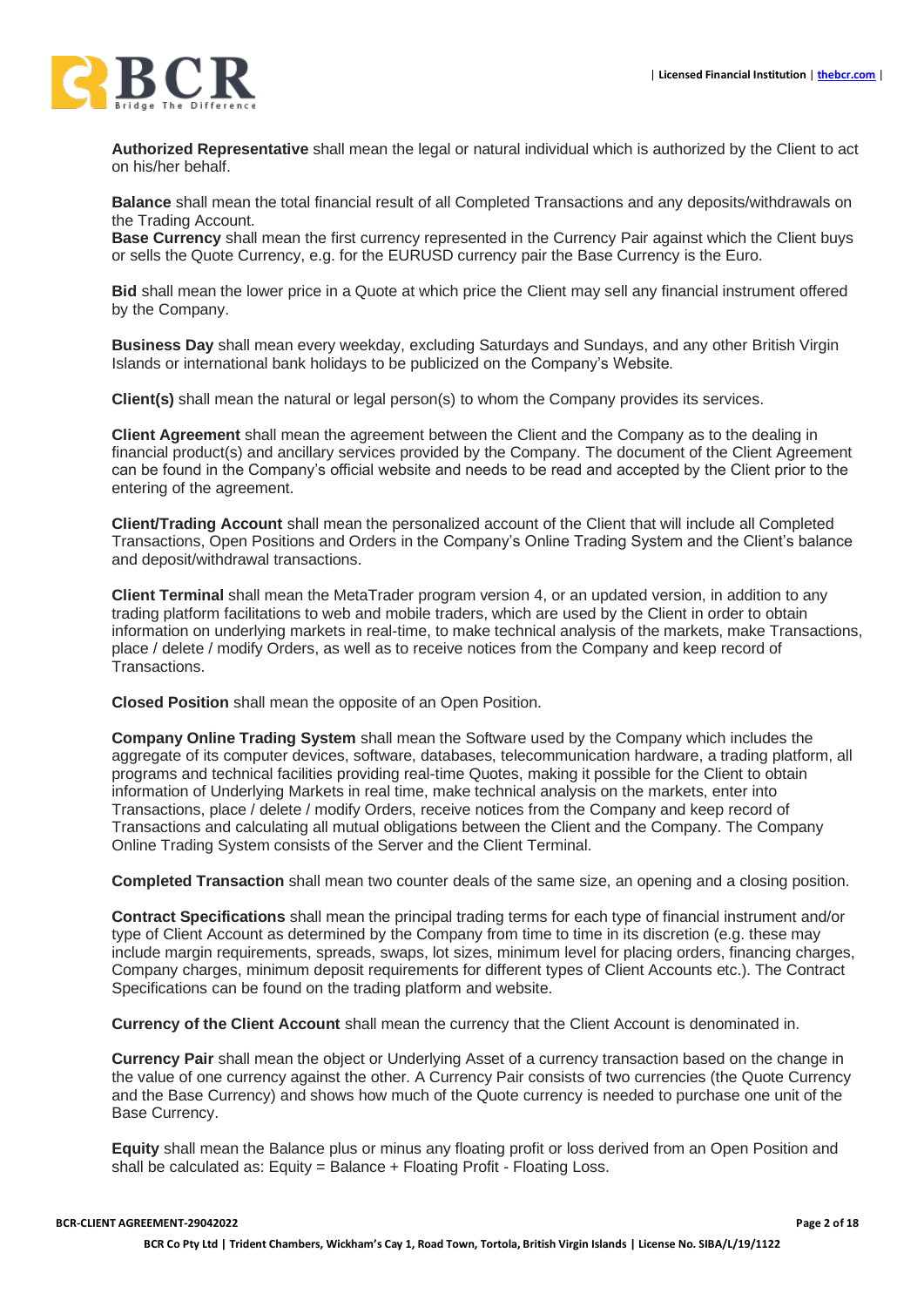**Authorized Representative** shall mean the legal or natural individual which is authorized by the Client to act on his/her behalf.

**Balance** shall mean the total financial result of all Completed Transactions and any deposits/withdrawals on the Trading Account.
**Base Currency** shall mean the first currency represented in the Currency Pair against which the Client buys or sells the Quote Currency, e.g. for the EURUSD currency pair the Base Currency is the Euro.

**Bid** shall mean the lower price in a Quote at which price the Client may sell any financial instrument offered by the Company.

**Business Day** shall mean every weekday, excluding Saturdays and Sundays, and any other British Virgin Islands or international bank holidays to be publicized on the Company's Website.

**Client(s)** shall mean the natural or legal person(s) to whom the Company provides its services.

**Client Agreement** shall mean the agreement between the Client and the Company as to the dealing in financial product(s) and ancillary services provided by the Company. The document of the Client Agreement can be found in the Company's official website and needs to be read and accepted by the Client prior to the entering of the agreement.

**Client/Trading Account** shall mean the personalized account of the Client that will include all Completed Transactions, Open Positions and Orders in the Company's Online Trading System and the Client's balance and deposit/withdrawal transactions.

**Client Terminal** shall mean the MetaTrader program version 4, or an updated version, in addition to any trading platform facilitations to web and mobile traders, which are used by the Client in order to obtain information on underlying markets in real-time, to make technical analysis of the markets, make Transactions, place / delete / modify Orders, as well as to receive notices from the Company and keep record of Transactions.

**Closed Position** shall mean the opposite of an Open Position.

**Company Online Trading System** shall mean the Software used by the Company which includes the aggregate of its computer devices, software, databases, telecommunication hardware, a trading platform, all programs and technical facilities providing real-time Quotes, making it possible for the Client to obtain information of Underlying Markets in real time, make technical analysis on the markets, enter into Transactions, place / delete / modify Orders, receive notices from the Company and keep record of Transactions and calculating all mutual obligations between the Client and the Company. The Company Online Trading System consists of the Server and the Client Terminal.

**Completed Transaction** shall mean two counter deals of the same size, an opening and a closing position.

**Contract Specifications** shall mean the principal trading terms for each type of financial instrument and/or type of Client Account as determined by the Company from time to time in its discretion (e.g. these may include margin requirements, spreads, swaps, lot sizes, minimum level for placing orders, financing charges, Company charges, minimum deposit requirements for different types of Client Accounts etc.). The Contract Specifications can be found on the trading platform and website.

**Currency of the Client Account** shall mean the currency that the Client Account is denominated in.

**Currency Pair** shall mean the object or Underlying Asset of a currency transaction based on the change in the value of one currency against the other. A Currency Pair consists of two currencies (the Quote Currency and the Base Currency) and shows how much of the Quote currency is needed to purchase one unit of the Base Currency.

**Equity** shall mean the Balance plus or minus any floating profit or loss derived from an Open Position and shall be calculated as: Equity = Balance + Floating Profit - Floating Loss.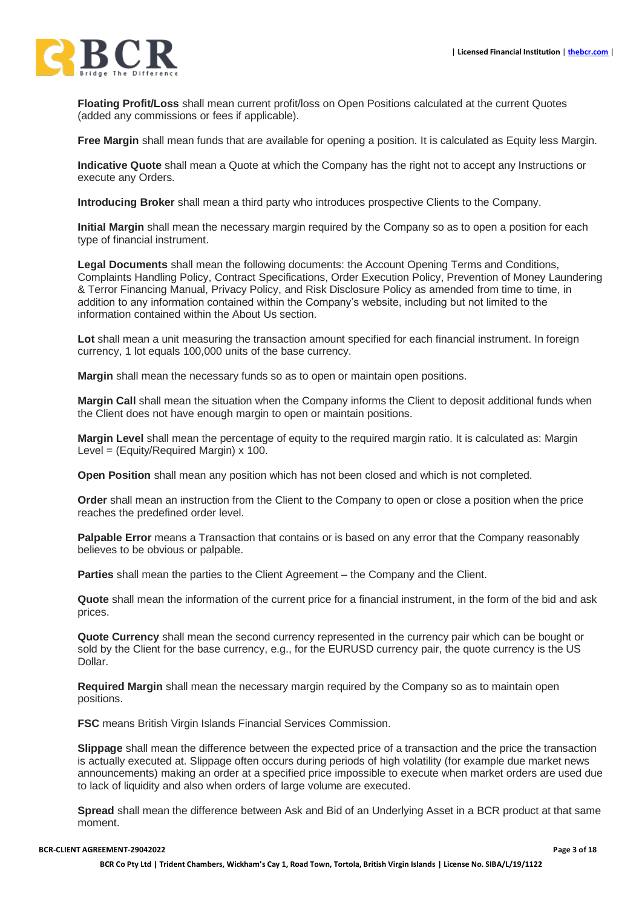**Floating Profit/Loss** shall mean current profit/loss on Open Positions calculated at the current Quotes (added any commissions or fees if applicable).

**Free Margin** shall mean funds that are available for opening a position. It is calculated as Equity less Margin.

**Indicative Quote** shall mean a Quote at which the Company has the right not to accept any Instructions or execute any Orders.

**Introducing Broker** shall mean a third party who introduces prospective Clients to the Company.

**Initial Margin** shall mean the necessary margin required by the Company so as to open a position for each type of financial instrument.

**Legal Documents** shall mean the following documents: the Account Opening Terms and Conditions, Complaints Handling Policy, Contract Specifications, Order Execution Policy, Prevention of Money Laundering & Terror Financing Manual, Privacy Policy, and Risk Disclosure Policy as amended from time to time, in addition to any information contained within the Company's website, including but not limited to the information contained within the About Us section.

**Lot** shall mean a unit measuring the transaction amount specified for each financial instrument. In foreign currency, 1 lot equals 100,000 units of the base currency.

**Margin** shall mean the necessary funds so as to open or maintain open positions.

**Margin Call** shall mean the situation when the Company informs the Client to deposit additional funds when the Client does not have enough margin to open or maintain positions.

**Margin Level** shall mean the percentage of equity to the required margin ratio. It is calculated as: Margin Level = (Equity/Required Margin) x 100.

**Open Position** shall mean any position which has not been closed and which is not completed.

**Order** shall mean an instruction from the Client to the Company to open or close a position when the price reaches the predefined order level.

**Palpable Error** means a Transaction that contains or is based on any error that the Company reasonably believes to be obvious or palpable.

**Parties** shall mean the parties to the Client Agreement – the Company and the Client.

**Quote** shall mean the information of the current price for a financial instrument, in the form of the bid and ask prices.

**Quote Currency** shall mean the second currency represented in the currency pair which can be bought or sold by the Client for the base currency, e.g., for the EURUSD currency pair, the quote currency is the US Dollar.

**Required Margin** shall mean the necessary margin required by the Company so as to maintain open positions.

**FSC** means British Virgin Islands Financial Services Commission.

**Slippage** shall mean the difference between the expected price of a transaction and the price the transaction is actually executed at. Slippage often occurs during periods of high volatility (for example due market news announcements) making an order at a specified price impossible to execute when market orders are used due to lack of liquidity and also when orders of large volume are executed.

**Spread** shall mean the difference between Ask and Bid of an Underlying Asset in a BCR product at that same moment.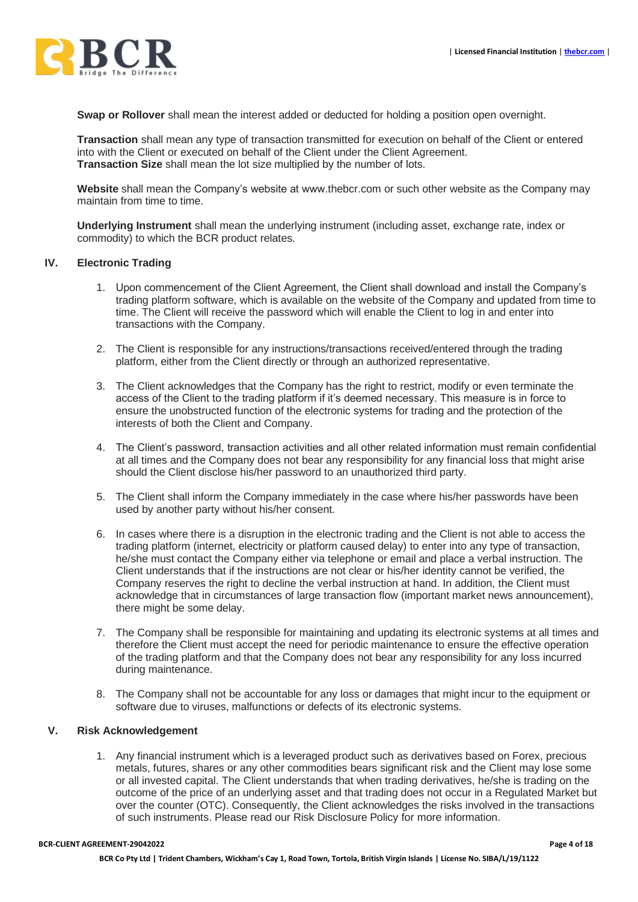**Swap or Rollover** shall mean the interest added or deducted for holding a position open overnight.

**Transaction** shall mean any type of transaction transmitted for execution on behalf of the Client or entered into with the Client or executed on behalf of the Client under the Client Agreement.
**Transaction Size** shall mean the lot size multiplied by the number of lots.

**Website** shall mean the Company's website at www.thebcr.com or such other website as the Company may maintain from time to time.

**Underlying Instrument** shall mean the underlying instrument (including asset, exchange rate, index or commodity) to which the BCR product relates.

## IV. Electronic Trading

1. Upon commencement of the Client Agreement, the Client shall download and install the Company's trading platform software, which is available on the website of the Company and updated from time to time. The Client will receive the password which will enable the Client to log in and enter into transactions with the Company.

2. The Client is responsible for any instructions/transactions received/entered through the trading platform, either from the Client directly or through an authorized representative.

3. The Client acknowledges that the Company has the right to restrict, modify or even terminate the access of the Client to the trading platform if it's deemed necessary. This measure is in force to ensure the unobstructed function of the electronic systems for trading and the protection of the interests of both the Client and Company.

4. The Client's password, transaction activities and all other related information must remain confidential at all times and the Company does not bear any responsibility for any financial loss that might arise should the Client disclose his/her password to an unauthorized third party.

5. The Client shall inform the Company immediately in the case where his/her passwords have been used by another party without his/her consent.

6. In cases where there is a disruption in the electronic trading and the Client is not able to access the trading platform (internet, electricity or platform caused delay) to enter into any type of transaction, he/she must contact the Company either via telephone or email and place a verbal instruction. The Client understands that if the instructions are not clear or his/her identity cannot be verified, the Company reserves the right to decline the verbal instruction at hand. In addition, the Client must acknowledge that in circumstances of large transaction flow (important market news announcement), there might be some delay.

7. The Company shall be responsible for maintaining and updating its electronic systems at all times and therefore the Client must accept the need for periodic maintenance to ensure the effective operation of the trading platform and that the Company does not bear any responsibility for any loss incurred during maintenance.

8. The Company shall not be accountable for any loss or damages that might incur to the equipment or software due to viruses, malfunctions or defects of its electronic systems.

## V. Risk Acknowledgement

1. Any financial instrument which is a leveraged product such as derivatives based on Forex, precious metals, futures, shares or any other commodities bears significant risk and the Client may lose some or all invested capital. The Client understands that when trading derivatives, he/she is trading on the outcome of the price of an underlying asset and that trading does not occur in a Regulated Market but over the counter (OTC). Consequently, the Client acknowledges the risks involved in the transactions of such instruments. Please read our Risk Disclosure Policy for more information.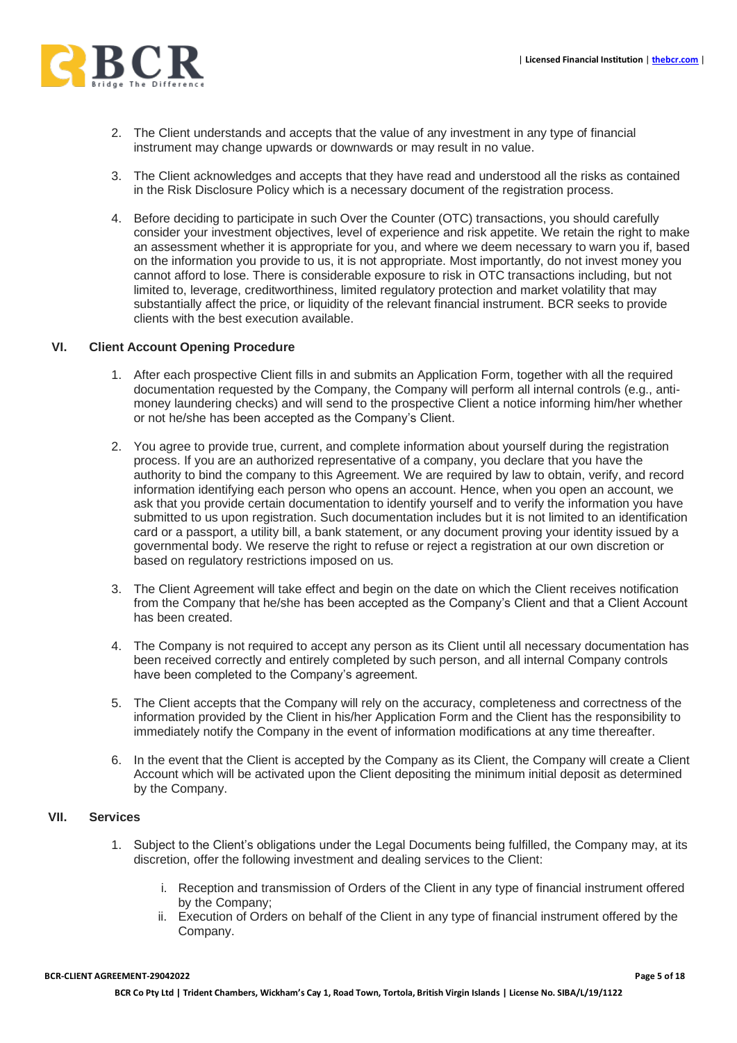2. The Client understands and accepts that the value of any investment in any type of financial instrument may change upwards or downwards or may result in no value.

3. The Client acknowledges and accepts that they have read and understood all the risks as contained in the Risk Disclosure Policy which is a necessary document of the registration process.

4. Before deciding to participate in such Over the Counter (OTC) transactions, you should carefully consider your investment objectives, level of experience and risk appetite. We retain the right to make an assessment whether it is appropriate for you, and where we deem necessary to warn you if, based on the information you provide to us, it is not appropriate. Most importantly, do not invest money you cannot afford to lose. There is considerable exposure to risk in OTC transactions including, but not limited to, leverage, creditworthiness, limited regulatory protection and market volatility that may substantially affect the price, or liquidity of the relevant financial instrument. BCR seeks to provide clients with the best execution available.

## VI. Client Account Opening Procedure

1. After each prospective Client fills in and submits an Application Form, together with all the required documentation requested by the Company, the Company will perform all internal controls (e.g., anti-money laundering checks) and will send to the prospective Client a notice informing him/her whether or not he/she has been accepted as the Company's Client.

2. You agree to provide true, current, and complete information about yourself during the registration process. If you are an authorized representative of a company, you declare that you have the authority to bind the company to this Agreement. We are required by law to obtain, verify, and record information identifying each person who opens an account. Hence, when you open an account, we ask that you provide certain documentation to identify yourself and to verify the information you have submitted to us upon registration. Such documentation includes but it is not limited to an identification card or a passport, a utility bill, a bank statement, or any document proving your identity issued by a governmental body. We reserve the right to refuse or reject a registration at our own discretion or based on regulatory restrictions imposed on us.

3. The Client Agreement will take effect and begin on the date on which the Client receives notification from the Company that he/she has been accepted as the Company's Client and that a Client Account has been created.

4. The Company is not required to accept any person as its Client until all necessary documentation has been received correctly and entirely completed by such person, and all internal Company controls have been completed to the Company's agreement.

5. The Client accepts that the Company will rely on the accuracy, completeness and correctness of the information provided by the Client in his/her Application Form and the Client has the responsibility to immediately notify the Company in the event of information modifications at any time thereafter.

6. In the event that the Client is accepted by the Company as its Client, the Company will create a Client Account which will be activated upon the Client depositing the minimum initial deposit as determined by the Company.

## VII. Services

1. Subject to the Client's obligations under the Legal Documents being fulfilled, the Company may, at its discretion, offer the following investment and dealing services to the Client:

   i. Reception and transmission of Orders of the Client in any type of financial instrument offered by the Company;
   ii. Execution of Orders on behalf of the Client in any type of financial instrument offered by the Company.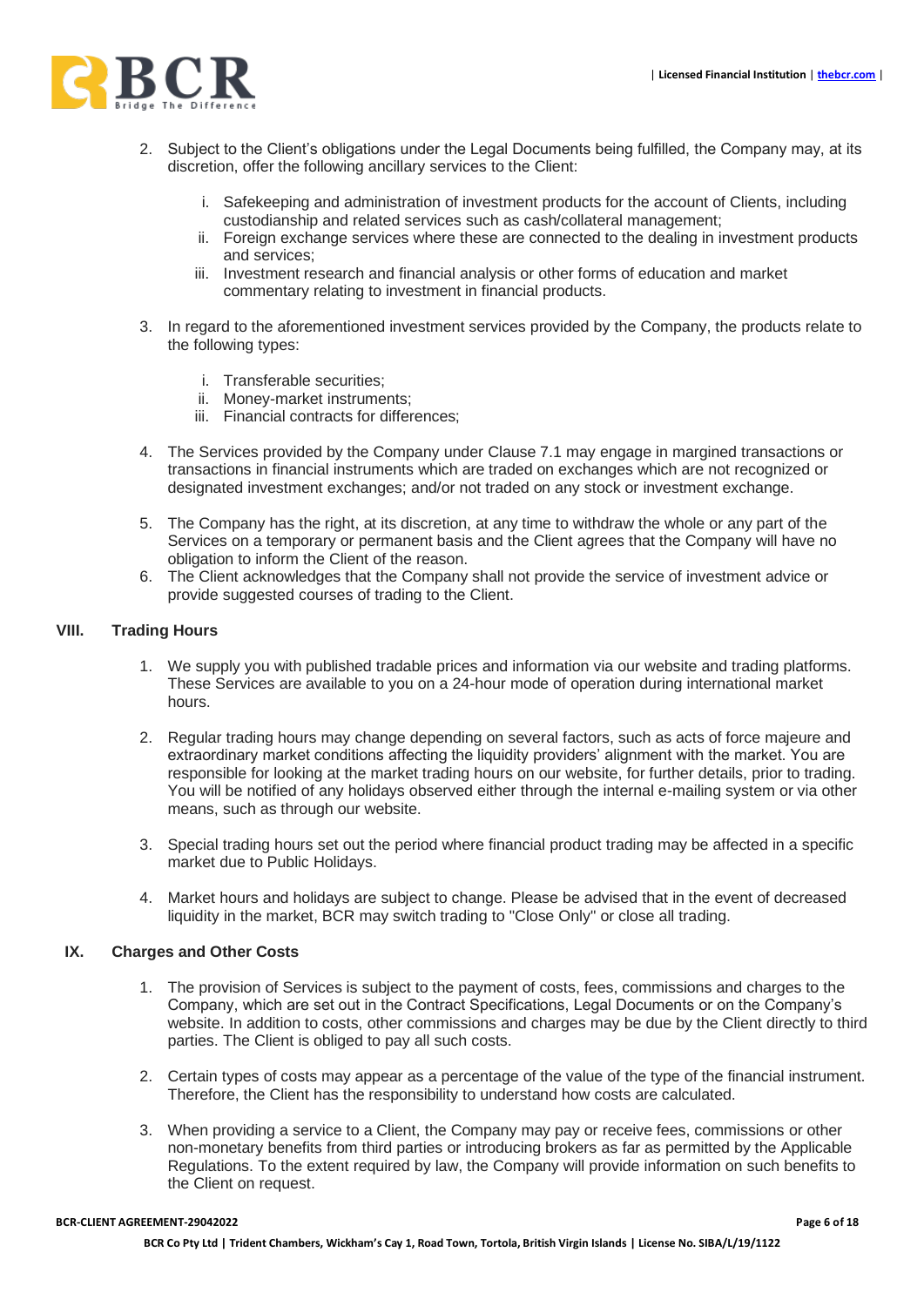2. Subject to the Client's obligations under the Legal Documents being fulfilled, the Company may, at its discretion, offer the following ancillary services to the Client:

   i. Safekeeping and administration of investment products for the account of Clients, including custodianship and related services such as cash/collateral management;
   ii. Foreign exchange services where these are connected to the dealing in investment products and services;
   iii. Investment research and financial analysis or other forms of education and market commentary relating to investment in financial products.

3. In regard to the aforementioned investment services provided by the Company, the products relate to the following types:

   i. Transferable securities;
   ii. Money-market instruments;
   iii. Financial contracts for differences;

4. The Services provided by the Company under Clause 7.1 may engage in margined transactions or transactions in financial instruments which are traded on exchanges which are not recognized or designated investment exchanges; and/or not traded on any stock or investment exchange.

5. The Company has the right, at its discretion, at any time to withdraw the whole or any part of the Services on a temporary or permanent basis and the Client agrees that the Company will have no obligation to inform the Client of the reason.

6. The Client acknowledges that the Company shall not provide the service of investment advice or provide suggested courses of trading to the Client.

## VIII. Trading Hours

1. We supply you with published tradable prices and information via our website and trading platforms. These Services are available to you on a 24-hour mode of operation during international market hours.

2. Regular trading hours may change depending on several factors, such as acts of force majeure and extraordinary market conditions affecting the liquidity providers' alignment with the market. You are responsible for looking at the market trading hours on our website, for further details, prior to trading. You will be notified of any holidays observed either through the internal e-mailing system or via other means, such as through our website.

3. Special trading hours set out the period where financial product trading may be affected in a specific market due to Public Holidays.

4. Market hours and holidays are subject to change. Please be advised that in the event of decreased liquidity in the market, BCR may switch trading to "Close Only" or close all trading.

## IX. Charges and Other Costs

1. The provision of Services is subject to the payment of costs, fees, commissions and charges to the Company, which are set out in the Contract Specifications, Legal Documents or on the Company's website. In addition to costs, other commissions and charges may be due by the Client directly to third parties. The Client is obliged to pay all such costs.

2. Certain types of costs may appear as a percentage of the value of the type of the financial instrument. Therefore, the Client has the responsibility to understand how costs are calculated.

3. When providing a service to a Client, the Company may pay or receive fees, commissions or other non-monetary benefits from third parties or introducing brokers as far as permitted by the Applicable Regulations. To the extent required by law, the Company will provide information on such benefits to the Client on request.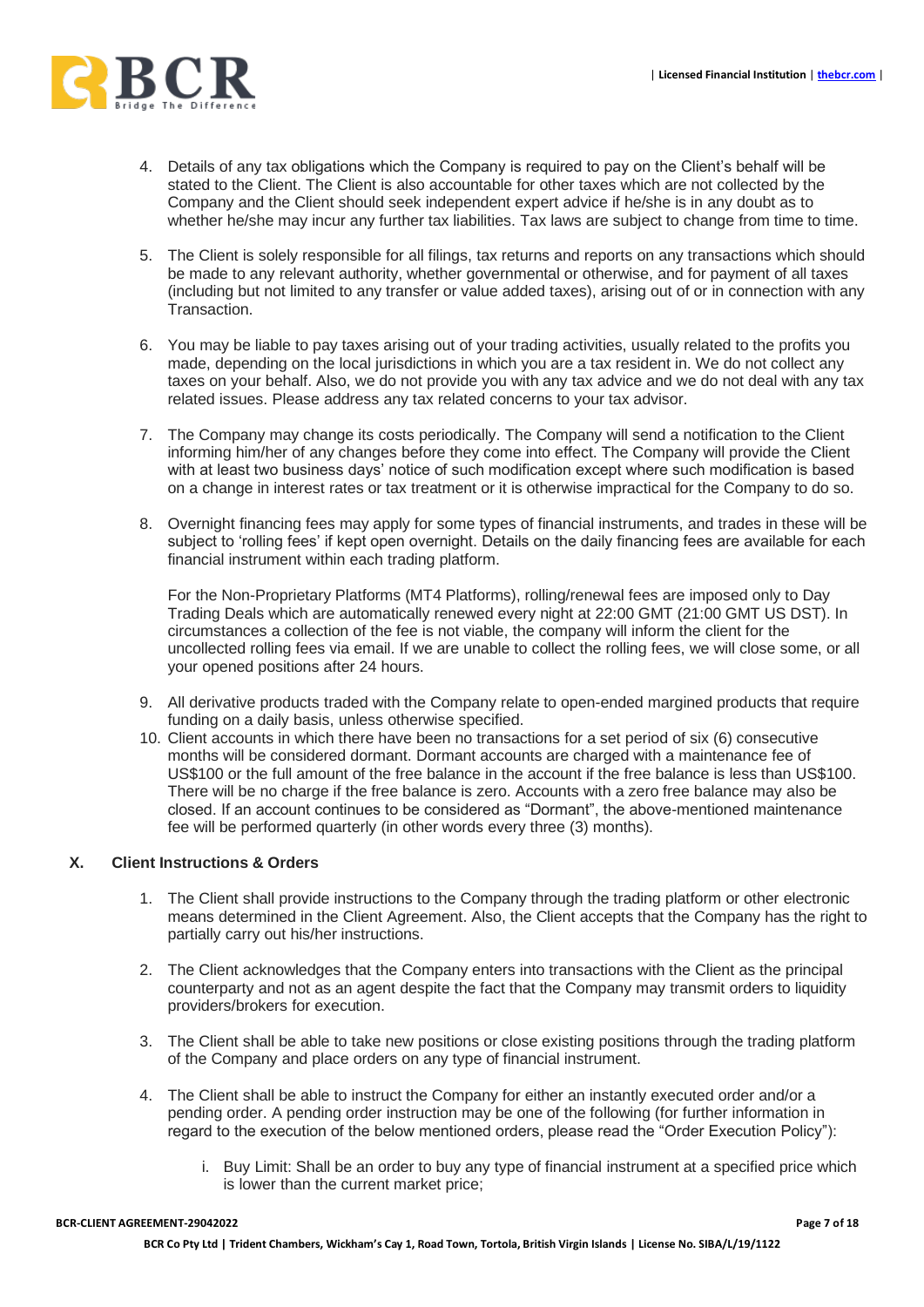4. Details of any tax obligations which the Company is required to pay on the Client's behalf will be stated to the Client. The Client is also accountable for other taxes which are not collected by the Company and the Client should seek independent expert advice if he/she is in any doubt as to whether he/she may incur any further tax liabilities. Tax laws are subject to change from time to time.

5. The Client is solely responsible for all filings, tax returns and reports on any transactions which should be made to any relevant authority, whether governmental or otherwise, and for payment of all taxes (including but not limited to any transfer or value added taxes), arising out of or in connection with any Transaction.

6. You may be liable to pay taxes arising out of your trading activities, usually related to the profits you made, depending on the local jurisdictions in which you are a tax resident in. We do not collect any taxes on your behalf. Also, we do not provide you with any tax advice and we do not deal with any tax related issues. Please address any tax related concerns to your tax advisor.

7. The Company may change its costs periodically. The Company will send a notification to the Client informing him/her of any changes before they come into effect. The Company will provide the Client with at least two business days' notice of such modification except where such modification is based on a change in interest rates or tax treatment or it is otherwise impractical for the Company to do so.

8. Overnight financing fees may apply for some types of financial instruments, and trades in these will be subject to 'rolling fees' if kept open overnight. Details on the daily financing fees are available for each financial instrument within each trading platform.

   For the Non-Proprietary Platforms (MT4 Platforms), rolling/renewal fees are imposed only to Day Trading Deals which are automatically renewed every night at 22:00 GMT (21:00 GMT US DST). In circumstances a collection of the fee is not viable, the company will inform the client for the uncollected rolling fees via email. If we are unable to collect the rolling fees, we will close some, or all your opened positions after 24 hours.

9. All derivative products traded with the Company relate to open-ended margined products that require funding on a daily basis, unless otherwise specified.

10. Client accounts in which there have been no transactions for a set period of six (6) consecutive months will be considered dormant. Dormant accounts are charged with a maintenance fee of US$100 or the full amount of the free balance in the account if the free balance is less than US$100. There will be no charge if the free balance is zero. Accounts with a zero free balance may also be closed. If an account continues to be considered as "Dormant", the above-mentioned maintenance fee will be performed quarterly (in other words every three (3) months).

## X. Client Instructions & Orders

1. The Client shall provide instructions to the Company through the trading platform or other electronic means determined in the Client Agreement. Also, the Client accepts that the Company has the right to partially carry out his/her instructions.

2. The Client acknowledges that the Company enters into transactions with the Client as the principal counterparty and not as an agent despite the fact that the Company may transmit orders to liquidity providers/brokers for execution.

3. The Client shall be able to take new positions or close existing positions through the trading platform of the Company and place orders on any type of financial instrument.

4. The Client shall be able to instruct the Company for either an instantly executed order and/or a pending order. A pending order instruction may be one of the following (for further information in regard to the execution of the below mentioned orders, please read the "Order Execution Policy"):

   i. Buy Limit: Shall be an order to buy any type of financial instrument at a specified price which is lower than the current market price;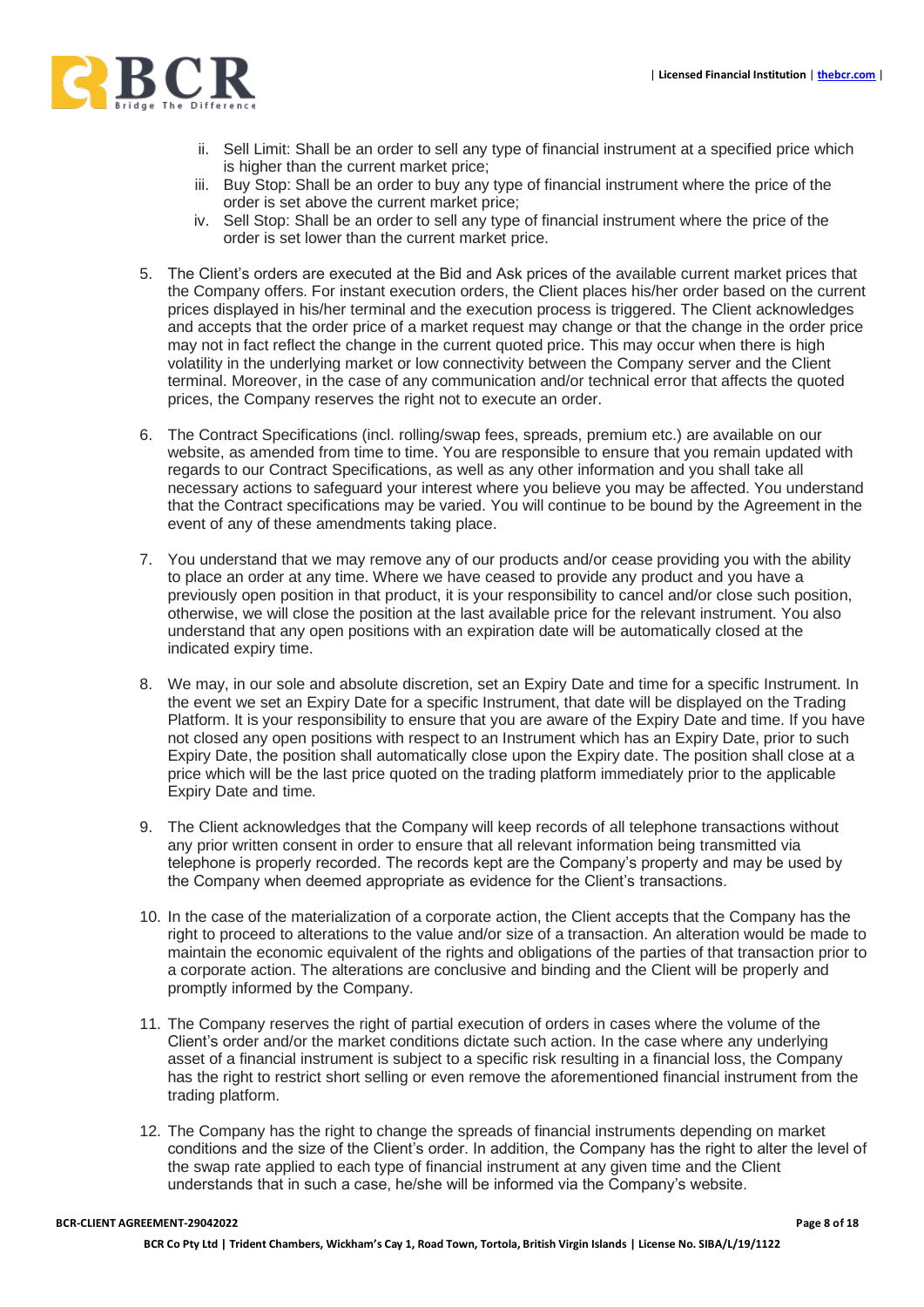ii. Sell Limit: Shall be an order to sell any type of financial instrument at a specified price which is higher than the current market price;
   iii. Buy Stop: Shall be an order to buy any type of financial instrument where the price of the order is set above the current market price;
   iv. Sell Stop: Shall be an order to sell any type of financial instrument where the price of the order is set lower than the current market price.

5. The Client's orders are executed at the Bid and Ask prices of the available current market prices that the Company offers. For instant execution orders, the Client places his/her order based on the current prices displayed in his/her terminal and the execution process is triggered. The Client acknowledges and accepts that the order price of a market request may change or that the change in the order price may not in fact reflect the change in the current quoted price. This may occur when there is high volatility in the underlying market or low connectivity between the Company server and the Client terminal. Moreover, in the case of any communication and/or technical error that affects the quoted prices, the Company reserves the right not to execute an order.

6. The Contract Specifications (incl. rolling/swap fees, spreads, premium etc.) are available on our website, as amended from time to time. You are responsible to ensure that you remain updated with regards to our Contract Specifications, as well as any other information and you shall take all necessary actions to safeguard your interest where you believe you may be affected. You understand that the Contract specifications may be varied. You will continue to be bound by the Agreement in the event of any of these amendments taking place.

7. You understand that we may remove any of our products and/or cease providing you with the ability to place an order at any time. Where we have ceased to provide any product and you have a previously open position in that product, it is your responsibility to cancel and/or close such position, otherwise, we will close the position at the last available price for the relevant instrument. You also understand that any open positions with an expiration date will be automatically closed at the indicated expiry time.

8. We may, in our sole and absolute discretion, set an Expiry Date and time for a specific Instrument. In the event we set an Expiry Date for a specific Instrument, that date will be displayed on the Trading Platform. It is your responsibility to ensure that you are aware of the Expiry Date and time. If you have not closed any open positions with respect to an Instrument which has an Expiry Date, prior to such Expiry Date, the position shall automatically close upon the Expiry date. The position shall close at a price which will be the last price quoted on the trading platform immediately prior to the applicable Expiry Date and time.

9. The Client acknowledges that the Company will keep records of all telephone transactions without any prior written consent in order to ensure that all relevant information being transmitted via telephone is properly recorded. The records kept are the Company's property and may be used by the Company when deemed appropriate as evidence for the Client's transactions.

10. In the case of the materialization of a corporate action, the Client accepts that the Company has the right to proceed to alterations to the value and/or size of a transaction. An alteration would be made to maintain the economic equivalent of the rights and obligations of the parties of that transaction prior to a corporate action. The alterations are conclusive and binding and the Client will be properly and promptly informed by the Company.

11. The Company reserves the right of partial execution of orders in cases where the volume of the Client's order and/or the market conditions dictate such action. In the case where any underlying asset of a financial instrument is subject to a specific risk resulting in a financial loss, the Company has the right to restrict short selling or even remove the aforementioned financial instrument from the trading platform.

12. The Company has the right to change the spreads of financial instruments depending on market conditions and the size of the Client's order. In addition, the Company has the right to alter the level of the swap rate applied to each type of financial instrument at any given time and the Client understands that in such a case, he/she will be informed via the Company's website.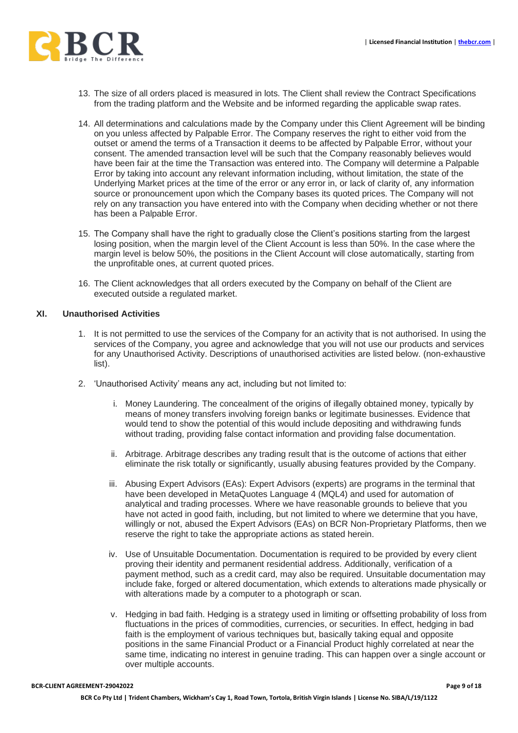13. The size of all orders placed is measured in lots. The Client shall review the Contract Specifications from the trading platform and the Website and be informed regarding the applicable swap rates.

14. All determinations and calculations made by the Company under this Client Agreement will be binding on you unless affected by Palpable Error. The Company reserves the right to either void from the outset or amend the terms of a Transaction it deems to be affected by Palpable Error, without your consent. The amended transaction level will be such that the Company reasonably believes would have been fair at the time the Transaction was entered into. The Company will determine a Palpable Error by taking into account any relevant information including, without limitation, the state of the Underlying Market prices at the time of the error or any error in, or lack of clarity of, any information source or pronouncement upon which the Company bases its quoted prices. The Company will not rely on any transaction you have entered into with the Company when deciding whether or not there has been a Palpable Error.

15. The Company shall have the right to gradually close the Client's positions starting from the largest losing position, when the margin level of the Client Account is less than 50%. In the case where the margin level is below 50%, the positions in the Client Account will close automatically, starting from the unprofitable ones, at current quoted prices.

16. The Client acknowledges that all orders executed by the Company on behalf of the Client are executed outside a regulated market.

## XI. Unauthorised Activities

1. It is not permitted to use the services of the Company for an activity that is not authorised. In using the services of the Company, you agree and acknowledge that you will not use our products and services for any Unauthorised Activity. Descriptions of unauthorised activities are listed below. (non-exhaustive list).

2. 'Unauthorised Activity' means any act, including but not limited to:

   i. Money Laundering. The concealment of the origins of illegally obtained money, typically by means of money transfers involving foreign banks or legitimate businesses. Evidence that would tend to show the potential of this would include depositing and withdrawing funds without trading, providing false contact information and providing false documentation.

   ii. Arbitrage. Arbitrage describes any trading result that is the outcome of actions that either eliminate the risk totally or significantly, usually abusing features provided by the Company.

   iii. Abusing Expert Advisors (EAs): Expert Advisors (experts) are programs in the terminal that have been developed in MetaQuotes Language 4 (MQL4) and used for automation of analytical and trading processes. Where we have reasonable grounds to believe that you have not acted in good faith, including, but not limited to where we determine that you have, willingly or not, abused the Expert Advisors (EAs) on BCR Non-Proprietary Platforms, then we reserve the right to take the appropriate actions as stated herein.

   iv. Use of Unsuitable Documentation. Documentation is required to be provided by every client proving their identity and permanent residential address. Additionally, verification of a payment method, such as a credit card, may also be required. Unsuitable documentation may include fake, forged or altered documentation, which extends to alterations made physically or with alterations made by a computer to a photograph or scan.

   v. Hedging in bad faith. Hedging is a strategy used in limiting or offsetting probability of loss from fluctuations in the prices of commodities, currencies, or securities. In effect, hedging in bad faith is the employment of various techniques but, basically taking equal and opposite positions in the same Financial Product or a Financial Product highly correlated at near the same time, indicating no interest in genuine trading. This can happen over a single account or over multiple accounts.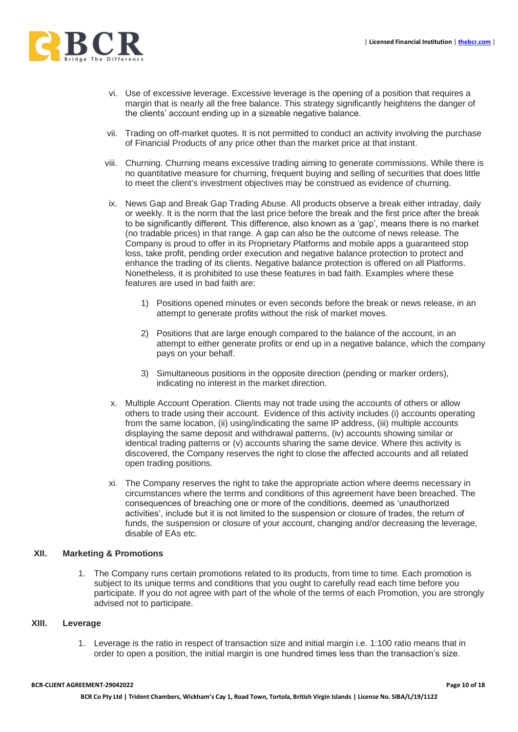vi. Use of excessive leverage. Excessive leverage is the opening of a position that requires a margin that is nearly all the free balance. This strategy significantly heightens the danger of the clients' account ending up in a sizeable negative balance.

vii. Trading on off-market quotes. It is not permitted to conduct an activity involving the purchase of Financial Products of any price other than the market price at that instant.

viii. Churning. Churning means excessive trading aiming to generate commissions. While there is no quantitative measure for churning, frequent buying and selling of securities that does little to meet the client's investment objectives may be construed as evidence of churning.

ix. News Gap and Break Gap Trading Abuse. All products observe a break either intraday, daily or weekly. It is the norm that the last price before the break and the first price after the break to be significantly different. This difference, also known as a 'gap', means there is no market (no tradable prices) in that range. A gap can also be the outcome of news release. The Company is proud to offer in its Proprietary Platforms and mobile apps a guaranteed stop loss, take profit, pending order execution and negative balance protection to protect and enhance the trading of its clients. Negative balance protection is offered on all Platforms. Nonetheless, it is prohibited to use these features in bad faith. Examples where these features are used in bad faith are:

   1) Positions opened minutes or even seconds before the break or news release, in an attempt to generate profits without the risk of market moves.

   2) Positions that are large enough compared to the balance of the account, in an attempt to either generate profits or end up in a negative balance, which the company pays on your behalf.

   3) Simultaneous positions in the opposite direction (pending or marker orders), indicating no interest in the market direction.

x. Multiple Account Operation. Clients may not trade using the accounts of others or allow others to trade using their account. Evidence of this activity includes (i) accounts operating from the same location, (ii) using/indicating the same IP address, (iii) multiple accounts displaying the same deposit and withdrawal patterns, (iv) accounts showing similar or identical trading patterns or (v) accounts sharing the same device. Where this activity is discovered, the Company reserves the right to close the affected accounts and all related open trading positions.

xi. The Company reserves the right to take the appropriate action where deems necessary in circumstances where the terms and conditions of this agreement have been breached. The consequences of breaching one or more of the conditions, deemed as 'unauthorized activities', include but it is not limited to the suspension or closure of trades, the return of funds, the suspension or closure of your account, changing and/or decreasing the leverage, disable of EAs etc.

## XII. Marketing & Promotions

1. The Company runs certain promotions related to its products, from time to time. Each promotion is subject to its unique terms and conditions that you ought to carefully read each time before you participate. If you do not agree with part of the whole of the terms of each Promotion, you are strongly advised not to participate.

## XIII. Leverage

1. Leverage is the ratio in respect of transaction size and initial margin i.e. 1:100 ratio means that in order to open a position, the initial margin is one hundred times less than the transaction's size.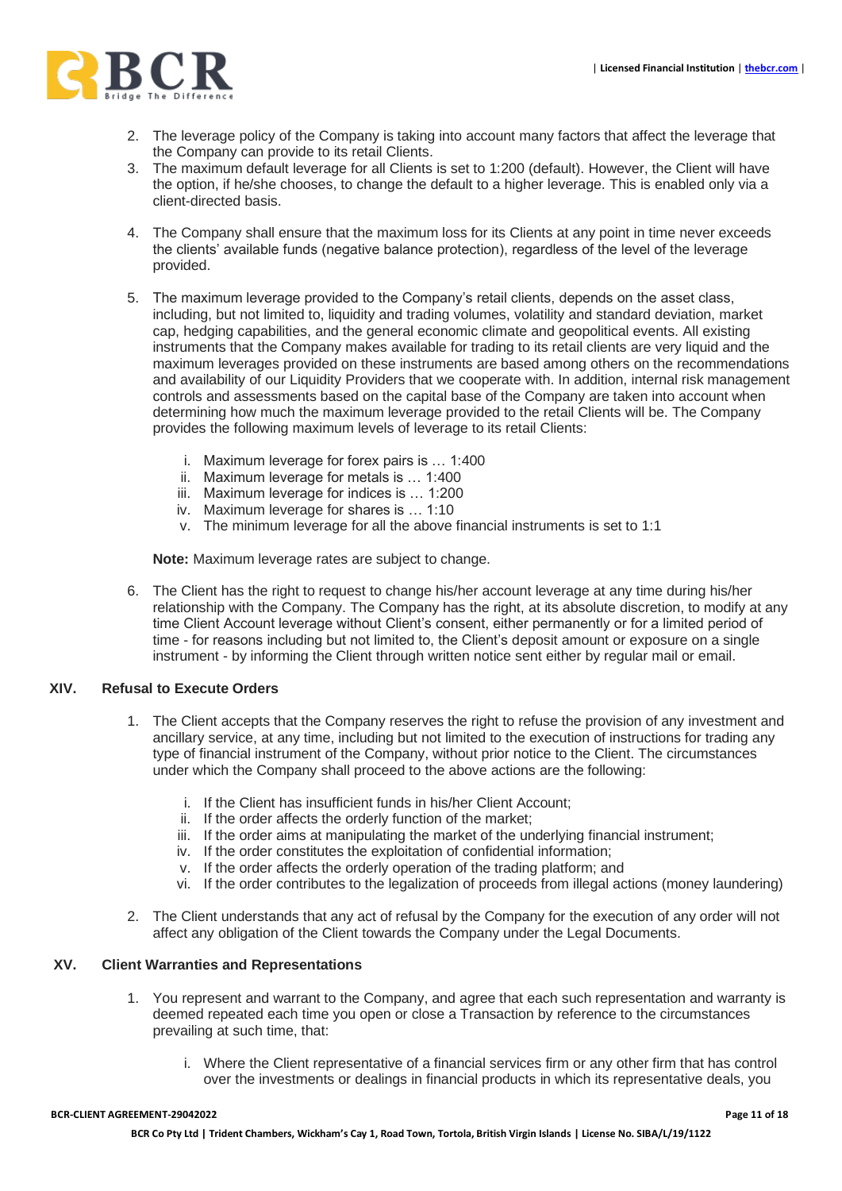2. The leverage policy of the Company is taking into account many factors that affect the leverage that the Company can provide to its retail Clients.
3. The maximum default leverage for all Clients is set to 1:200 (default). However, the Client will have the option, if he/she chooses, to change the default to a higher leverage. This is enabled only via a client-directed basis.
4. The Company shall ensure that the maximum loss for its Clients at any point in time never exceeds the clients' available funds (negative balance protection), regardless of the level of the leverage provided.
5. The maximum leverage provided to the Company's retail clients, depends on the asset class, including, but not limited to, liquidity and trading volumes, volatility and standard deviation, market cap, hedging capabilities, and the general economic climate and geopolitical events. All existing instruments that the Company makes available for trading to its retail clients are very liquid and the maximum leverages provided on these instruments are based among others on the recommendations and availability of our Liquidity Providers that we cooperate with. In addition, internal risk management controls and assessments based on the capital base of the Company are taken into account when determining how much the maximum leverage provided to the retail Clients will be. The Company provides the following maximum levels of leverage to its retail Clients:

   i. Maximum leverage for forex pairs is … 1:400
   ii. Maximum leverage for metals is … 1:400
   iii. Maximum leverage for indices is … 1:200
   iv. Maximum leverage for shares is … 1:10
   v. The minimum leverage for all the above financial instruments is set to 1:1

   **Note:** Maximum leverage rates are subject to change.

6. The Client has the right to request to change his/her account leverage at any time during his/her relationship with the Company. The Company has the right, at its absolute discretion, to modify at any time Client Account leverage without Client's consent, either permanently or for a limited period of time - for reasons including but not limited to, the Client's deposit amount or exposure on a single instrument - by informing the Client through written notice sent either by regular mail or email.

## XIV. Refusal to Execute Orders

1. The Client accepts that the Company reserves the right to refuse the provision of any investment and ancillary service, at any time, including but not limited to the execution of instructions for trading any type of financial instrument of the Company, without prior notice to the Client. The circumstances under which the Company shall proceed to the above actions are the following:

   i. If the Client has insufficient funds in his/her Client Account;
   ii. If the order affects the orderly function of the market;
   iii. If the order aims at manipulating the market of the underlying financial instrument;
   iv. If the order constitutes the exploitation of confidential information;
   v. If the order affects the orderly operation of the trading platform; and
   vi. If the order contributes to the legalization of proceeds from illegal actions (money laundering)

2. The Client understands that any act of refusal by the Company for the execution of any order will not affect any obligation of the Client towards the Company under the Legal Documents.

## XV. Client Warranties and Representations

1. You represent and warrant to the Company, and agree that each such representation and warranty is deemed repeated each time you open or close a Transaction by reference to the circumstances prevailing at such time, that:

   i. Where the Client representative of a financial services firm or any other firm that has control over the investments or dealings in financial products in which its representative deals, you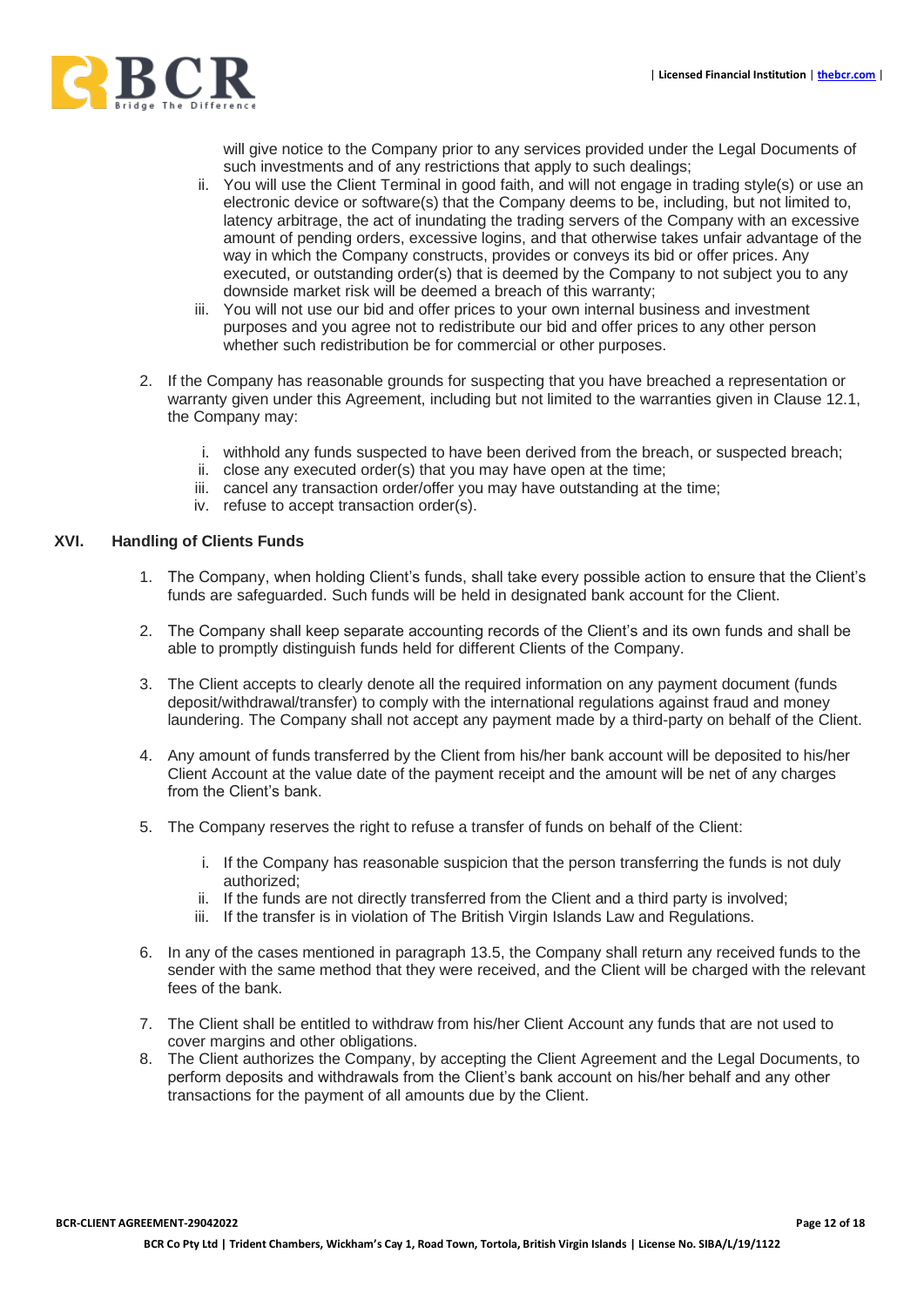will give notice to the Company prior to any services provided under the Legal Documents of such investments and of any restrictions that apply to such dealings;

ii. You will use the Client Terminal in good faith, and will not engage in trading style(s) or use an electronic device or software(s) that the Company deems to be, including, but not limited to, latency arbitrage, the act of inundating the trading servers of the Company with an excessive amount of pending orders, excessive logins, and that otherwise takes unfair advantage of the way in which the Company constructs, provides or conveys its bid or offer prices. Any executed, or outstanding order(s) that is deemed by the Company to not subject you to any downside market risk will be deemed a breach of this warranty;

iii. You will not use our bid and offer prices to your own internal business and investment purposes and you agree not to redistribute our bid and offer prices to any other person whether such redistribution be for commercial or other purposes.

2. If the Company has reasonable grounds for suspecting that you have breached a representation or warranty given under this Agreement, including but not limited to the warranties given in Clause 12.1, the Company may:

   i. withhold any funds suspected to have been derived from the breach, or suspected breach;
   ii. close any executed order(s) that you may have open at the time;
   iii. cancel any transaction order/offer you may have outstanding at the time;
   iv. refuse to accept transaction order(s).

## XVI. Handling of Clients Funds

1. The Company, when holding Client's funds, shall take every possible action to ensure that the Client's funds are safeguarded. Such funds will be held in designated bank account for the Client.

2. The Company shall keep separate accounting records of the Client's and its own funds and shall be able to promptly distinguish funds held for different Clients of the Company.

3. The Client accepts to clearly denote all the required information on any payment document (funds deposit/withdrawal/transfer) to comply with the international regulations against fraud and money laundering. The Company shall not accept any payment made by a third-party on behalf of the Client.

4. Any amount of funds transferred by the Client from his/her bank account will be deposited to his/her Client Account at the value date of the payment receipt and the amount will be net of any charges from the Client's bank.

5. The Company reserves the right to refuse a transfer of funds on behalf of the Client:

   i. If the Company has reasonable suspicion that the person transferring the funds is not duly authorized;
   ii. If the funds are not directly transferred from the Client and a third party is involved;
   iii. If the transfer is in violation of The British Virgin Islands Law and Regulations.

6. In any of the cases mentioned in paragraph 13.5, the Company shall return any received funds to the sender with the same method that they were received, and the Client will be charged with the relevant fees of the bank.

7. The Client shall be entitled to withdraw from his/her Client Account any funds that are not used to cover margins and other obligations.

8. The Client authorizes the Company, by accepting the Client Agreement and the Legal Documents, to perform deposits and withdrawals from the Client's bank account on his/her behalf and any other transactions for the payment of all amounts due by the Client.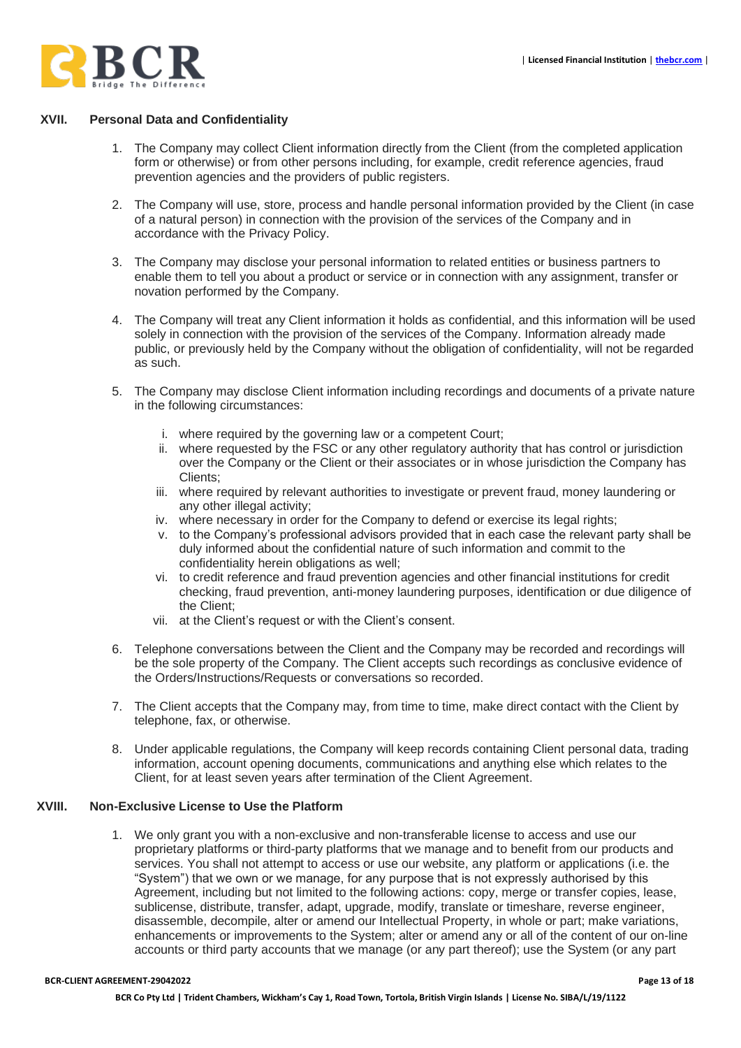## XVII. Personal Data and Confidentiality

1. The Company may collect Client information directly from the Client (from the completed application form or otherwise) or from other persons including, for example, credit reference agencies, fraud prevention agencies and the providers of public registers.

2. The Company will use, store, process and handle personal information provided by the Client (in case of a natural person) in connection with the provision of the services of the Company and in accordance with the Privacy Policy.

3. The Company may disclose your personal information to related entities or business partners to enable them to tell you about a product or service or in connection with any assignment, transfer or novation performed by the Company.

4. The Company will treat any Client information it holds as confidential, and this information will be used solely in connection with the provision of the services of the Company. Information already made public, or previously held by the Company without the obligation of confidentiality, will not be regarded as such.

5. The Company may disclose Client information including recordings and documents of a private nature in the following circumstances:

   i. where required by the governing law or a competent Court;
   ii. where requested by the FSC or any other regulatory authority that has control or jurisdiction over the Company or the Client or their associates or in whose jurisdiction the Company has Clients;
   iii. where required by relevant authorities to investigate or prevent fraud, money laundering or any other illegal activity;
   iv. where necessary in order for the Company to defend or exercise its legal rights;
   v. to the Company's professional advisors provided that in each case the relevant party shall be duly informed about the confidential nature of such information and commit to the confidentiality herein obligations as well;
   vi. to credit reference and fraud prevention agencies and other financial institutions for credit checking, fraud prevention, anti-money laundering purposes, identification or due diligence of the Client;
   vii. at the Client's request or with the Client's consent.

6. Telephone conversations between the Client and the Company may be recorded and recordings will be the sole property of the Company. The Client accepts such recordings as conclusive evidence of the Orders/Instructions/Requests or conversations so recorded.

7. The Client accepts that the Company may, from time to time, make direct contact with the Client by telephone, fax, or otherwise.

8. Under applicable regulations, the Company will keep records containing Client personal data, trading information, account opening documents, communications and anything else which relates to the Client, for at least seven years after termination of the Client Agreement.

## XVIII. Non-Exclusive License to Use the Platform

1. We only grant you with a non-exclusive and non-transferable license to access and use our proprietary platforms or third-party platforms that we manage and to benefit from our products and services. You shall not attempt to access or use our website, any platform or applications (i.e. the "System") that we own or we manage, for any purpose that is not expressly authorised by this Agreement, including but not limited to the following actions: copy, merge or transfer copies, lease, sublicense, distribute, transfer, adapt, upgrade, modify, translate or timeshare, reverse engineer, disassemble, decompile, alter or amend our Intellectual Property, in whole or part; make variations, enhancements or improvements to the System; alter or amend any or all of the content of our on-line accounts or third party accounts that we manage (or any part thereof); use the System (or any part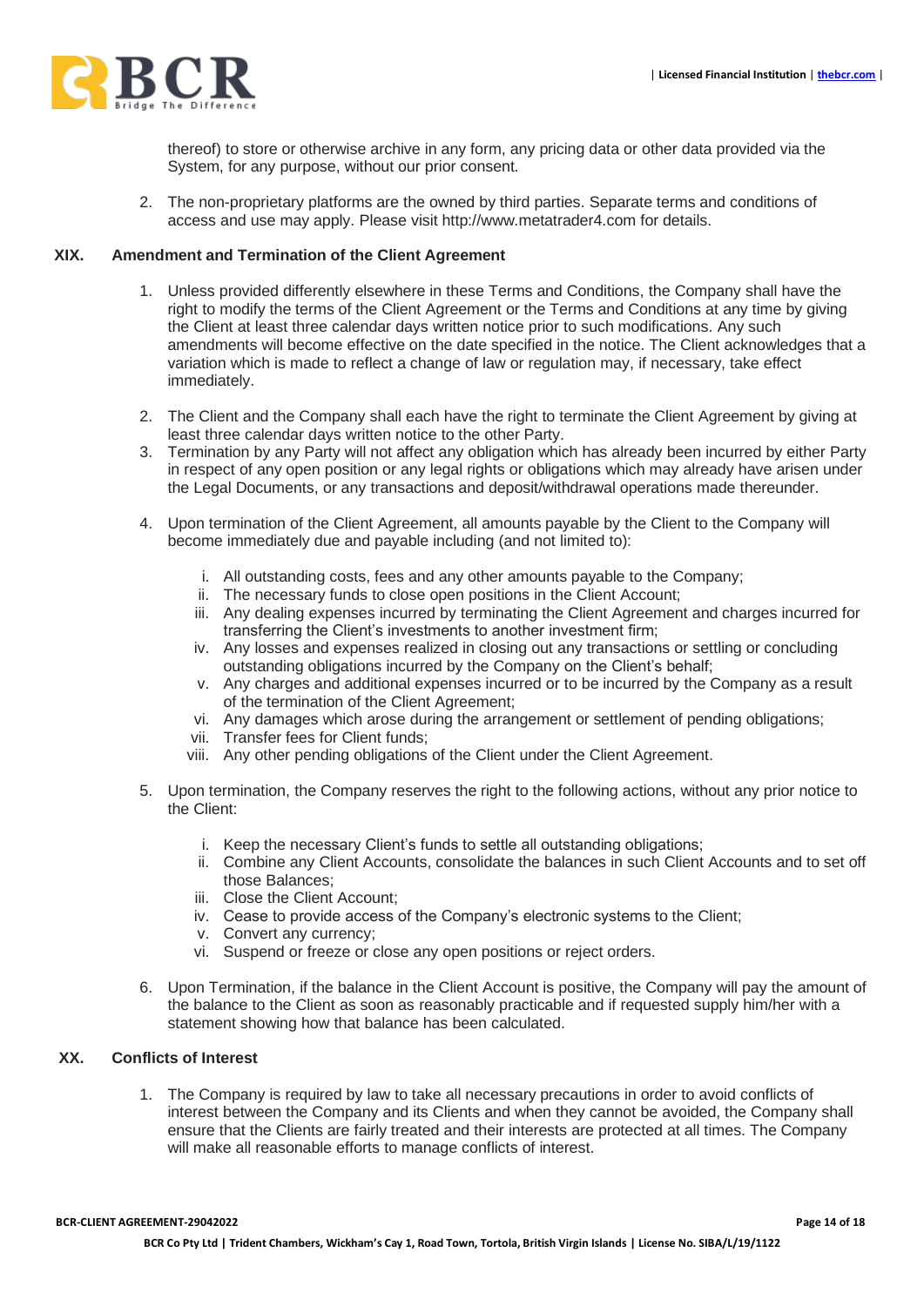thereof) to store or otherwise archive in any form, any pricing data or other data provided via the System, for any purpose, without our prior consent.

2. The non-proprietary platforms are the owned by third parties. Separate terms and conditions of access and use may apply. Please visit http://www.metatrader4.com for details.

## XIX. Amendment and Termination of the Client Agreement

1. Unless provided differently elsewhere in these Terms and Conditions, the Company shall have the right to modify the terms of the Client Agreement or the Terms and Conditions at any time by giving the Client at least three calendar days written notice prior to such modifications. Any such amendments will become effective on the date specified in the notice. The Client acknowledges that a variation which is made to reflect a change of law or regulation may, if necessary, take effect immediately.

2. The Client and the Company shall each have the right to terminate the Client Agreement by giving at least three calendar days written notice to the other Party.
3. Termination by any Party will not affect any obligation which has already been incurred by either Party in respect of any open position or any legal rights or obligations which may already have arisen under the Legal Documents, or any transactions and deposit/withdrawal operations made thereunder.

4. Upon termination of the Client Agreement, all amounts payable by the Client to the Company will become immediately due and payable including (and not limited to):

   i. All outstanding costs, fees and any other amounts payable to the Company;
   ii. The necessary funds to close open positions in the Client Account;
   iii. Any dealing expenses incurred by terminating the Client Agreement and charges incurred for transferring the Client's investments to another investment firm;
   iv. Any losses and expenses realized in closing out any transactions or settling or concluding outstanding obligations incurred by the Company on the Client's behalf;
   v. Any charges and additional expenses incurred or to be incurred by the Company as a result of the termination of the Client Agreement;
   vi. Any damages which arose during the arrangement or settlement of pending obligations;
   vii. Transfer fees for Client funds;
   viii. Any other pending obligations of the Client under the Client Agreement.

5. Upon termination, the Company reserves the right to the following actions, without any prior notice to the Client:

   i. Keep the necessary Client's funds to settle all outstanding obligations;
   ii. Combine any Client Accounts, consolidate the balances in such Client Accounts and to set off those Balances;
   iii. Close the Client Account;
   iv. Cease to provide access of the Company's electronic systems to the Client;
   v. Convert any currency;
   vi. Suspend or freeze or close any open positions or reject orders.

6. Upon Termination, if the balance in the Client Account is positive, the Company will pay the amount of the balance to the Client as soon as reasonably practicable and if requested supply him/her with a statement showing how that balance has been calculated.

## XX. Conflicts of Interest

1. The Company is required by law to take all necessary precautions in order to avoid conflicts of interest between the Company and its Clients and when they cannot be avoided, the Company shall ensure that the Clients are fairly treated and their interests are protected at all times. The Company will make all reasonable efforts to manage conflicts of interest.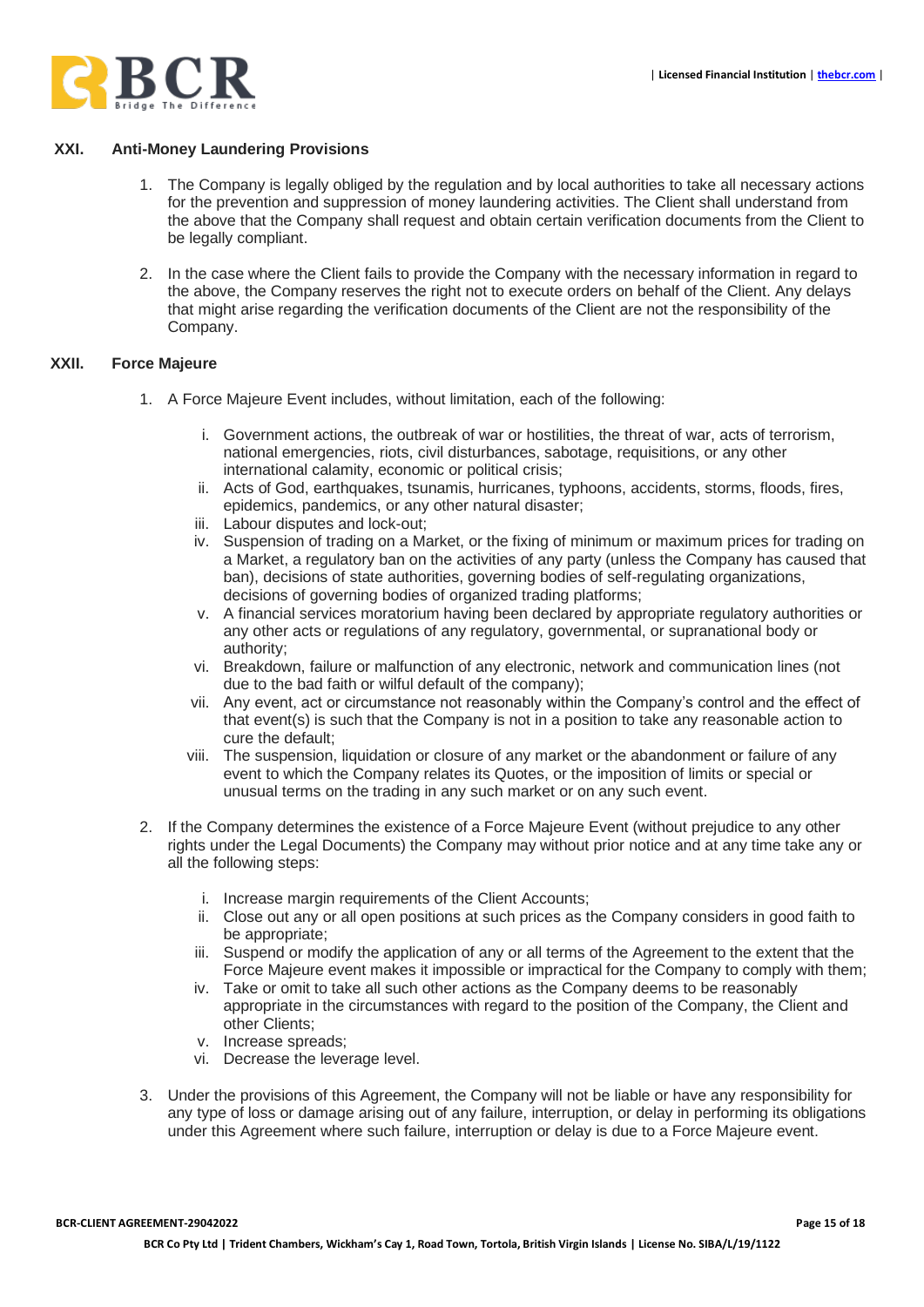## XXI. Anti-Money Laundering Provisions

1. The Company is legally obliged by the regulation and by local authorities to take all necessary actions for the prevention and suppression of money laundering activities. The Client shall understand from the above that the Company shall request and obtain certain verification documents from the Client to be legally compliant.

2. In the case where the Client fails to provide the Company with the necessary information in regard to the above, the Company reserves the right not to execute orders on behalf of the Client. Any delays that might arise regarding the verification documents of the Client are not the responsibility of the Company.

## XXII. Force Majeure

1. A Force Majeure Event includes, without limitation, each of the following:

   i. Government actions, the outbreak of war or hostilities, the threat of war, acts of terrorism, national emergencies, riots, civil disturbances, sabotage, requisitions, or any other international calamity, economic or political crisis;
   ii. Acts of God, earthquakes, tsunamis, hurricanes, typhoons, accidents, storms, floods, fires, epidemics, pandemics, or any other natural disaster;
   iii. Labour disputes and lock-out;
   iv. Suspension of trading on a Market, or the fixing of minimum or maximum prices for trading on a Market, a regulatory ban on the activities of any party (unless the Company has caused that ban), decisions of state authorities, governing bodies of self-regulating organizations, decisions of governing bodies of organized trading platforms;
   v. A financial services moratorium having been declared by appropriate regulatory authorities or any other acts or regulations of any regulatory, governmental, or supranational body or authority;
   vi. Breakdown, failure or malfunction of any electronic, network and communication lines (not due to the bad faith or wilful default of the company);
   vii. Any event, act or circumstance not reasonably within the Company's control and the effect of that event(s) is such that the Company is not in a position to take any reasonable action to cure the default;
   viii. The suspension, liquidation or closure of any market or the abandonment or failure of any event to which the Company relates its Quotes, or the imposition of limits or special or unusual terms on the trading in any such market or on any such event.

2. If the Company determines the existence of a Force Majeure Event (without prejudice to any other rights under the Legal Documents) the Company may without prior notice and at any time take any or all the following steps:

   i. Increase margin requirements of the Client Accounts;
   ii. Close out any or all open positions at such prices as the Company considers in good faith to be appropriate;
   iii. Suspend or modify the application of any or all terms of the Agreement to the extent that the Force Majeure event makes it impossible or impractical for the Company to comply with them;
   iv. Take or omit to take all such other actions as the Company deems to be reasonably appropriate in the circumstances with regard to the position of the Company, the Client and other Clients;
   v. Increase spreads;
   vi. Decrease the leverage level.

3. Under the provisions of this Agreement, the Company will not be liable or have any responsibility for any type of loss or damage arising out of any failure, interruption, or delay in performing its obligations under this Agreement where such failure, interruption or delay is due to a Force Majeure event.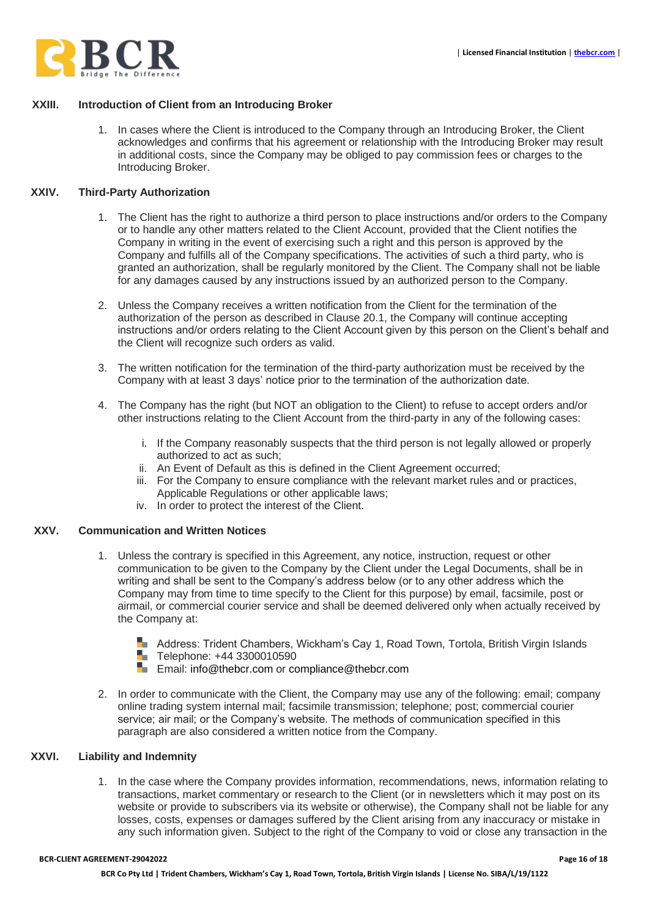## XXIII. Introduction of Client from an Introducing Broker

1. In cases where the Client is introduced to the Company through an Introducing Broker, the Client acknowledges and confirms that his agreement or relationship with the Introducing Broker may result in additional costs, since the Company may be obliged to pay commission fees or charges to the Introducing Broker.

## XXIV. Third-Party Authorization

1. The Client has the right to authorize a third person to place instructions and/or orders to the Company or to handle any other matters related to the Client Account, provided that the Client notifies the Company in writing in the event of exercising such a right and this person is approved by the Company and fulfills all of the Company specifications. The activities of such a third party, who is granted an authorization, shall be regularly monitored by the Client. The Company shall not be liable for any damages caused by any instructions issued by an authorized person to the Company.

2. Unless the Company receives a written notification from the Client for the termination of the authorization of the person as described in Clause 20.1, the Company will continue accepting instructions and/or orders relating to the Client Account given by this person on the Client's behalf and the Client will recognize such orders as valid.

3. The written notification for the termination of the third-party authorization must be received by the Company with at least 3 days' notice prior to the termination of the authorization date.

4. The Company has the right (but NOT an obligation to the Client) to refuse to accept orders and/or other instructions relating to the Client Account from the third-party in any of the following cases:

   i. If the Company reasonably suspects that the third person is not legally allowed or properly authorized to act as such;
   ii. An Event of Default as this is defined in the Client Agreement occurred;
   iii. For the Company to ensure compliance with the relevant market rules and or practices, Applicable Regulations or other applicable laws;
   iv. In order to protect the interest of the Client.

## XXV. Communication and Written Notices

1. Unless the contrary is specified in this Agreement, any notice, instruction, request or other communication to be given to the Company by the Client under the Legal Documents, shall be in writing and shall be sent to the Company's address below (or to any other address which the Company may from time to time specify to the Client for this purpose) by email, facsimile, post or airmail, or commercial courier service and shall be deemed delivered only when actually received by the Company at:

   - Address: Trident Chambers, Wickham's Cay 1, Road Town, Tortola, British Virgin Islands
   - Telephone: +44 3300010590
   - Email: info@thebcr.com or compliance@thebcr.com

2. In order to communicate with the Client, the Company may use any of the following: email; company online trading system internal mail; facsimile transmission; telephone; post; commercial courier service; air mail; or the Company's website. The methods of communication specified in this paragraph are also considered a written notice from the Company.

## XXVI. Liability and Indemnity

1. In the case where the Company provides information, recommendations, news, information relating to transactions, market commentary or research to the Client (or in newsletters which it may post on its website or provide to subscribers via its website or otherwise), the Company shall not be liable for any losses, costs, expenses or damages suffered by the Client arising from any inaccuracy or mistake in any such information given. Subject to the right of the Company to void or close any transaction in the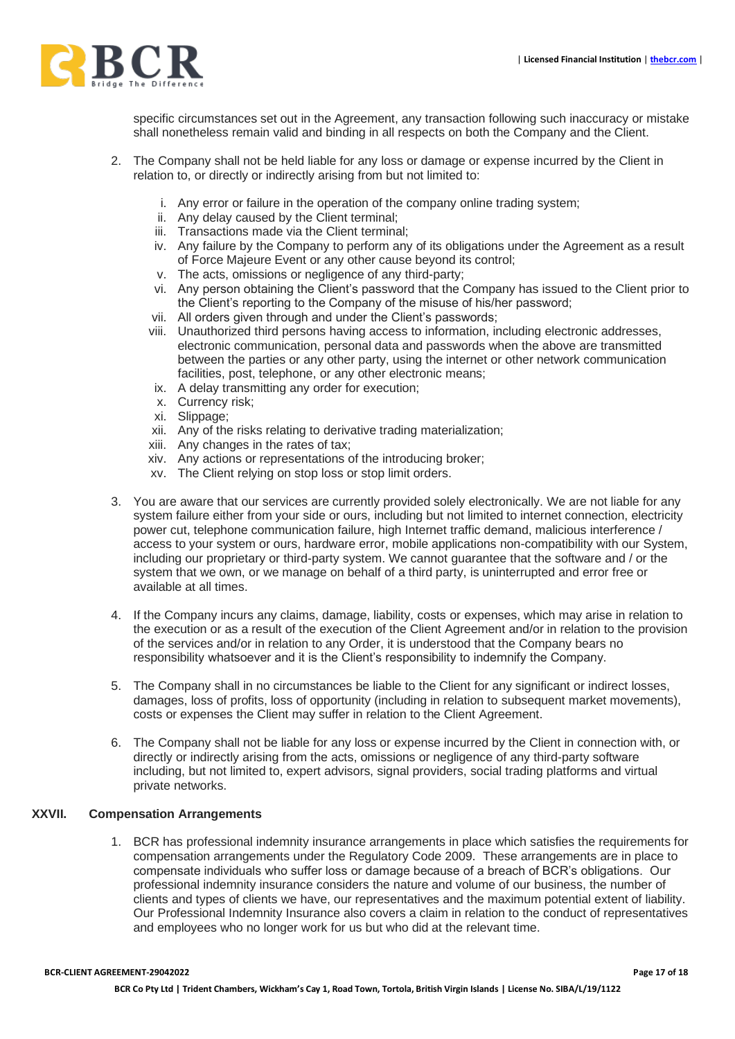specific circumstances set out in the Agreement, any transaction following such inaccuracy or mistake shall nonetheless remain valid and binding in all respects on both the Company and the Client.

2. The Company shall not be held liable for any loss or damage or expense incurred by the Client in relation to, or directly or indirectly arising from but not limited to:

   i. Any error or failure in the operation of the company online trading system;
   ii. Any delay caused by the Client terminal;
   iii. Transactions made via the Client terminal;
   iv. Any failure by the Company to perform any of its obligations under the Agreement as a result of Force Majeure Event or any other cause beyond its control;
   v. The acts, omissions or negligence of any third-party;
   vi. Any person obtaining the Client's password that the Company has issued to the Client prior to the Client's reporting to the Company of the misuse of his/her password;
   vii. All orders given through and under the Client's passwords;
   viii. Unauthorized third persons having access to information, including electronic addresses, electronic communication, personal data and passwords when the above are transmitted between the parties or any other party, using the internet or other network communication facilities, post, telephone, or any other electronic means;
   ix. A delay transmitting any order for execution;
   x. Currency risk;
   xi. Slippage;
   xii. Any of the risks relating to derivative trading materialization;
   xiii. Any changes in the rates of tax;
   xiv. Any actions or representations of the introducing broker;
   xv. The Client relying on stop loss or stop limit orders.

3. You are aware that our services are currently provided solely electronically. We are not liable for any system failure either from your side or ours, including but not limited to internet connection, electricity power cut, telephone communication failure, high Internet traffic demand, malicious interference / access to your system or ours, hardware error, mobile applications non-compatibility with our System, including our proprietary or third-party system. We cannot guarantee that the software and / or the system that we own, or we manage on behalf of a third party, is uninterrupted and error free or available at all times.

4. If the Company incurs any claims, damage, liability, costs or expenses, which may arise in relation to the execution or as a result of the execution of the Client Agreement and/or in relation to the provision of the services and/or in relation to any Order, it is understood that the Company bears no responsibility whatsoever and it is the Client's responsibility to indemnify the Company.

5. The Company shall in no circumstances be liable to the Client for any significant or indirect losses, damages, loss of profits, loss of opportunity (including in relation to subsequent market movements), costs or expenses the Client may suffer in relation to the Client Agreement.

6. The Company shall not be liable for any loss or expense incurred by the Client in connection with, or directly or indirectly arising from the acts, omissions or negligence of any third-party software including, but not limited to, expert advisors, signal providers, social trading platforms and virtual private networks.

## XXVII. Compensation Arrangements

1. BCR has professional indemnity insurance arrangements in place which satisfies the requirements for compensation arrangements under the Regulatory Code 2009. These arrangements are in place to compensate individuals who suffer loss or damage because of a breach of BCR's obligations. Our professional indemnity insurance considers the nature and volume of our business, the number of clients and types of clients we have, our representatives and the maximum potential extent of liability. Our Professional Indemnity Insurance also covers a claim in relation to the conduct of representatives and employees who no longer work for us but who did at the relevant time.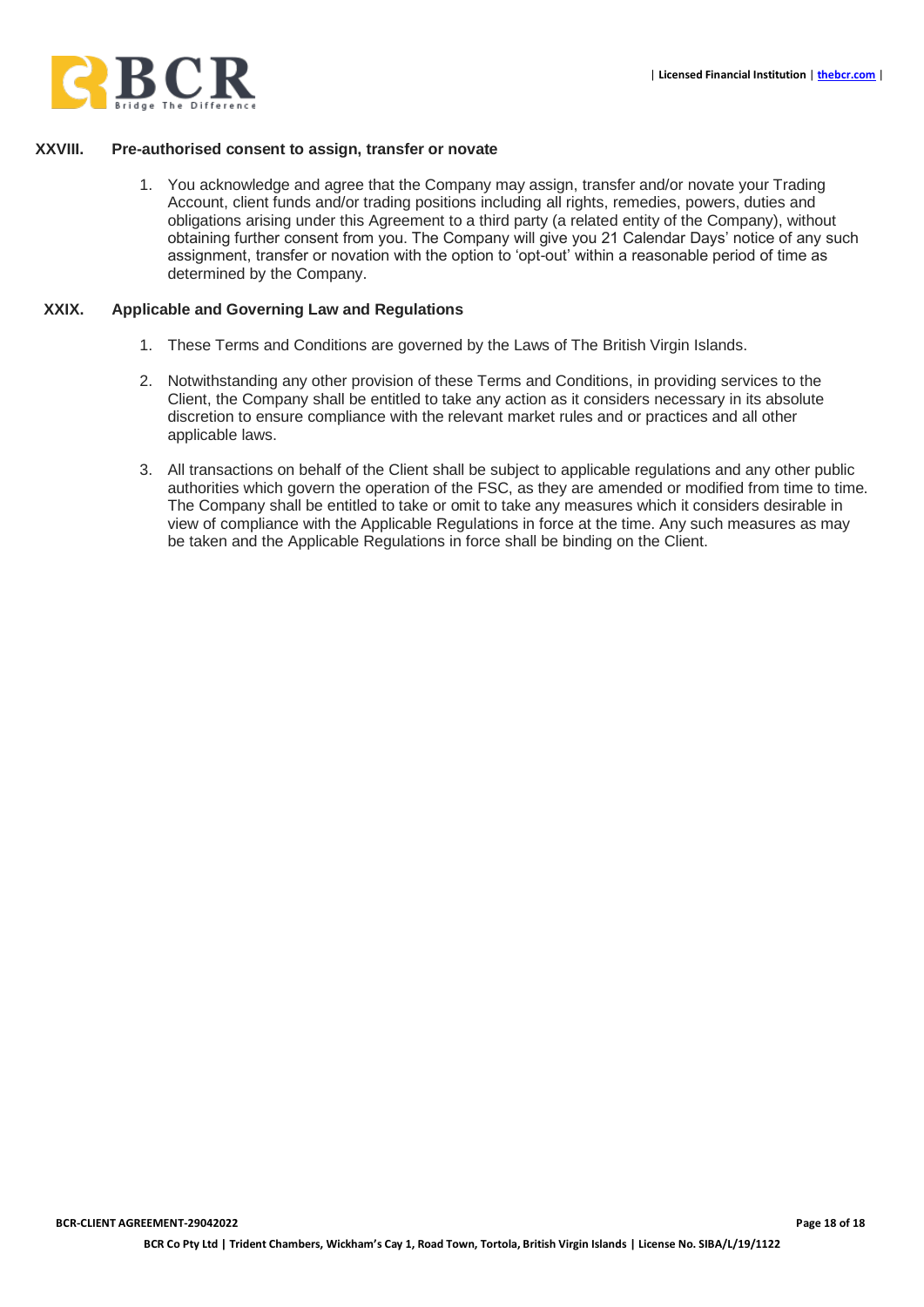## XXVIII. Pre-authorised consent to assign, transfer or novate

1. You acknowledge and agree that the Company may assign, transfer and/or novate your Trading Account, client funds and/or trading positions including all rights, remedies, powers, duties and obligations arising under this Agreement to a third party (a related entity of the Company), without obtaining further consent from you. The Company will give you 21 Calendar Days' notice of any such assignment, transfer or novation with the option to 'opt-out' within a reasonable period of time as determined by the Company.

## XXIX. Applicable and Governing Law and Regulations

1. These Terms and Conditions are governed by the Laws of The British Virgin Islands.

2. Notwithstanding any other provision of these Terms and Conditions, in providing services to the Client, the Company shall be entitled to take any action as it considers necessary in its absolute discretion to ensure compliance with the relevant market rules and or practices and all other applicable laws.

3. All transactions on behalf of the Client shall be subject to applicable regulations and any other public authorities which govern the operation of the FSC, as they are amended or modified from time to time. The Company shall be entitled to take or omit to take any measures which it considers desirable in view of compliance with the Applicable Regulations in force at the time. Any such measures as may be taken and the Applicable Regulations in force shall be binding on the Client.